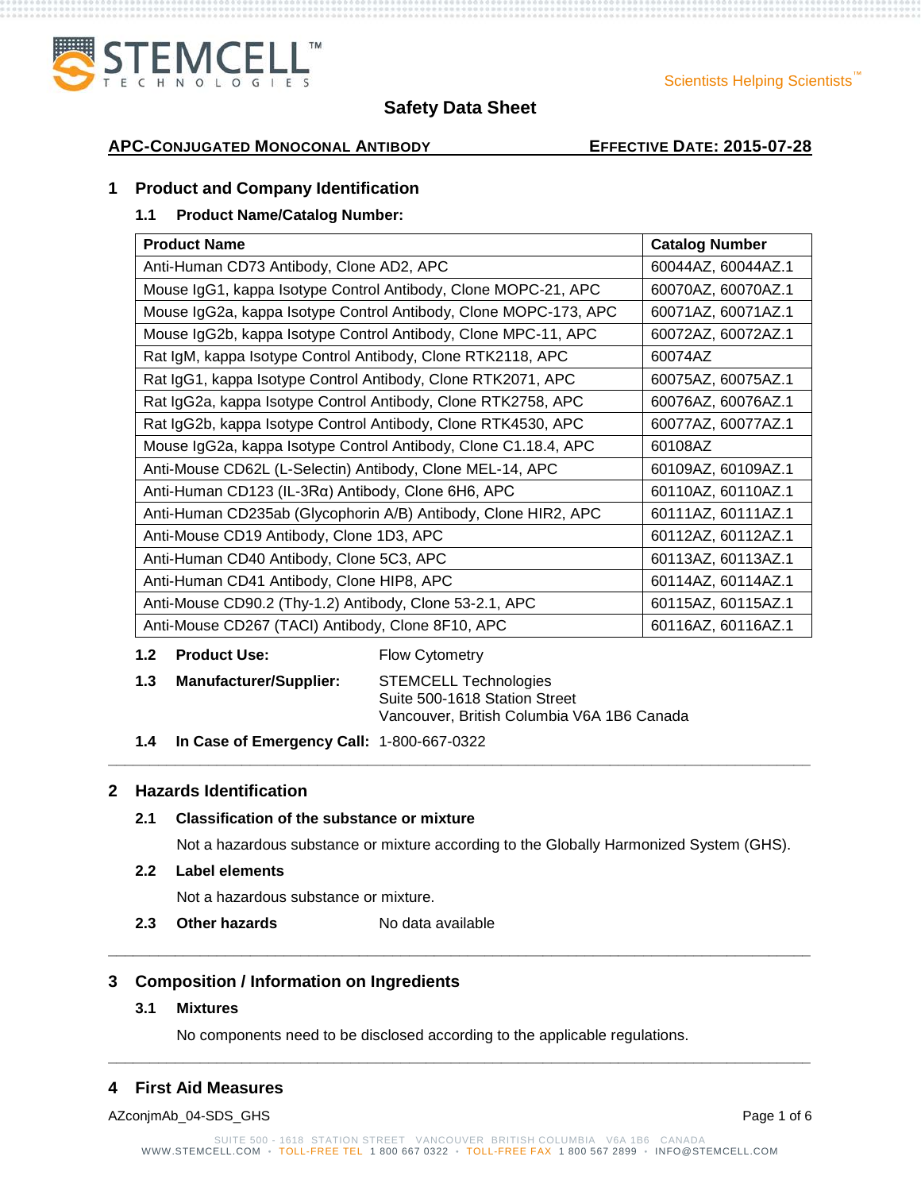# Safety Data Sheet

**APC-CONJUGATED MONOCONAL ANTIBODY** **EFFECTIVE DATE: 2015-07-28**

## 1 Product and Company Identification

### 1.1 Product Name/Catalog Number:

| Product Name | Catalog Number |
|---|---|
| Anti-Human CD73 Antibody, Clone AD2, APC | 60044AZ, 60044AZ.1 |
| Mouse IgG1, kappa Isotype Control Antibody, Clone MOPC-21, APC | 60070AZ, 60070AZ.1 |
| Mouse IgG2a, kappa Isotype Control Antibody, Clone MOPC-173, APC | 60071AZ, 60071AZ.1 |
| Mouse IgG2b, kappa Isotype Control Antibody, Clone MPC-11, APC | 60072AZ, 60072AZ.1 |
| Rat IgM, kappa Isotype Control Antibody, Clone RTK2118, APC | 60074AZ |
| Rat IgG1, kappa Isotype Control Antibody, Clone RTK2071, APC | 60075AZ, 60075AZ.1 |
| Rat IgG2a, kappa Isotype Control Antibody, Clone RTK2758, APC | 60076AZ, 60076AZ.1 |
| Rat IgG2b, kappa Isotype Control Antibody, Clone RTK4530, APC | 60077AZ, 60077AZ.1 |
| Mouse IgG2a, kappa Isotype Control Antibody, Clone C1.18.4, APC | 60108AZ |
| Anti-Mouse CD62L (L-Selectin) Antibody, Clone MEL-14, APC | 60109AZ, 60109AZ.1 |
| Anti-Human CD123 (IL-3Rα) Antibody, Clone 6H6, APC | 60110AZ, 60110AZ.1 |
| Anti-Human CD235ab (Glycophorin A/B) Antibody, Clone HIR2, APC | 60111AZ, 60111AZ.1 |
| Anti-Mouse CD19 Antibody, Clone 1D3, APC | 60112AZ, 60112AZ.1 |
| Anti-Human CD40 Antibody, Clone 5C3, APC | 60113AZ, 60113AZ.1 |
| Anti-Human CD41 Antibody, Clone HIP8, APC | 60114AZ, 60114AZ.1 |
| Anti-Mouse CD90.2 (Thy-1.2) Antibody, Clone 53-2.1, APC | 60115AZ, 60115AZ.1 |
| Anti-Mouse CD267 (TACI) Antibody, Clone 8F10, APC | 60116AZ, 60116AZ.1 |

**1.2 Product Use:** Flow Cytometry

**1.3 Manufacturer/Supplier:** STEMCELL Technologies
Suite 500-1618 Station Street
Vancouver, British Columbia V6A 1B6 Canada

**1.4 In Case of Emergency Call:** 1-800-667-0322

## 2 Hazards Identification

### 2.1 Classification of the substance or mixture

Not a hazardous substance or mixture according to the Globally Harmonized System (GHS).

### 2.2 Label elements

Not a hazardous substance or mixture.

**2.3 Other hazards** No data available

## 3 Composition / Information on Ingredients

### 3.1 Mixtures

No components need to be disclosed according to the applicable regulations.

## 4 First Aid Measures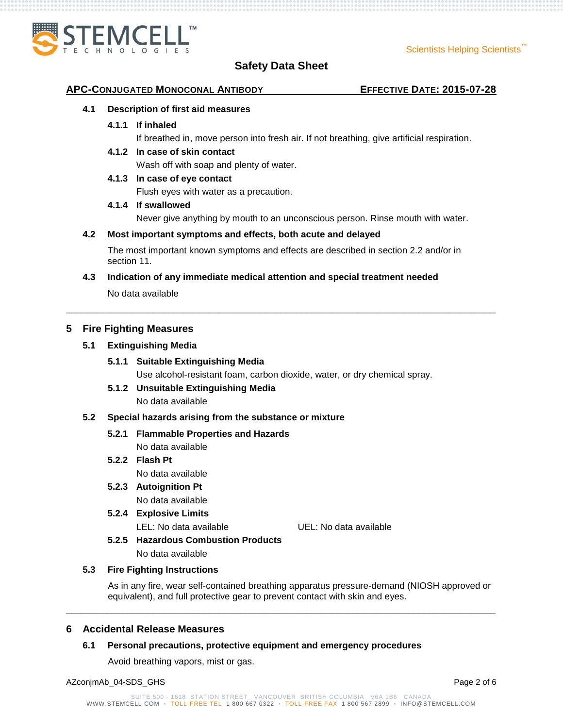#### 4.1 Description of first aid measures

##### 4.1.1 If inhaled

If breathed in, move person into fresh air. If not breathing, give artificial respiration.

##### 4.1.2 In case of skin contact

Wash off with soap and plenty of water.

##### 4.1.3 In case of eye contact

Flush eyes with water as a precaution.

##### 4.1.4 If swallowed

Never give anything by mouth to an unconscious person. Rinse mouth with water.

#### 4.2 Most important symptoms and effects, both acute and delayed

The most important known symptoms and effects are described in section 2.2 and/or in section 11.

#### 4.3 Indication of any immediate medical attention and special treatment needed

No data available

---

## 5 Fire Fighting Measures

#### 5.1 Extinguishing Media

##### 5.1.1 Suitable Extinguishing Media

Use alcohol-resistant foam, carbon dioxide, water, or dry chemical spray.

##### 5.1.2 Unsuitable Extinguishing Media

No data available

#### 5.2 Special hazards arising from the substance or mixture

##### 5.2.1 Flammable Properties and Hazards

No data available

##### 5.2.2 Flash Pt

No data available

##### 5.2.3 Autoignition Pt

No data available

##### 5.2.4 Explosive Limits

LEL: No data available    UEL: No data available

##### 5.2.5 Hazardous Combustion Products

No data available

#### 5.3 Fire Fighting Instructions

As in any fire, wear self-contained breathing apparatus pressure-demand (NIOSH approved or equivalent), and full protective gear to prevent contact with skin and eyes.

---

## 6 Accidental Release Measures

#### 6.1 Personal precautions, protective equipment and emergency procedures

Avoid breathing vapors, mist or gas.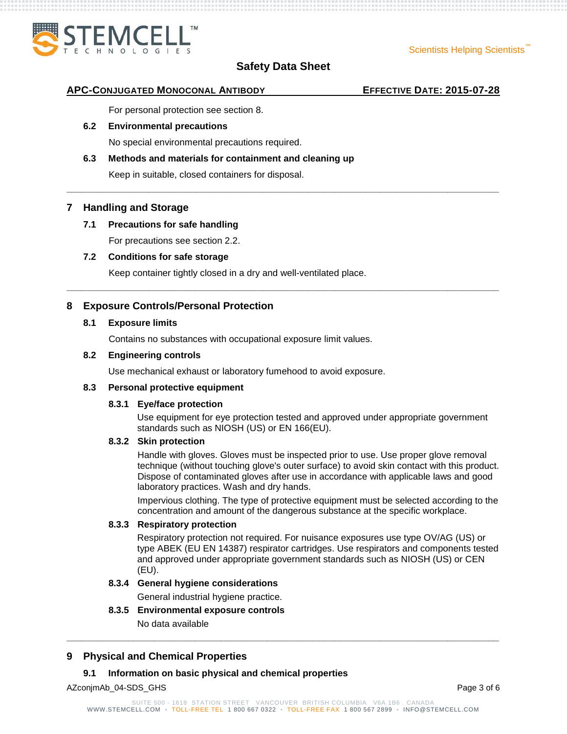For personal protection see section 8.

### 6.2 Environmental precautions

No special environmental precautions required.

### 6.3 Methods and materials for containment and cleaning up

Keep in suitable, closed containers for disposal.

## 7 Handling and Storage

### 7.1 Precautions for safe handling

For precautions see section 2.2.

### 7.2 Conditions for safe storage

Keep container tightly closed in a dry and well-ventilated place.

## 8 Exposure Controls/Personal Protection

### 8.1 Exposure limits

Contains no substances with occupational exposure limit values.

### 8.2 Engineering controls

Use mechanical exhaust or laboratory fumehood to avoid exposure.

### 8.3 Personal protective equipment

#### 8.3.1 Eye/face protection

Use equipment for eye protection tested and approved under appropriate government standards such as NIOSH (US) or EN 166(EU).

#### 8.3.2 Skin protection

Handle with gloves. Gloves must be inspected prior to use. Use proper glove removal technique (without touching glove's outer surface) to avoid skin contact with this product. Dispose of contaminated gloves after use in accordance with applicable laws and good laboratory practices. Wash and dry hands.

Impervious clothing. The type of protective equipment must be selected according to the concentration and amount of the dangerous substance at the specific workplace.

#### 8.3.3 Respiratory protection

Respiratory protection not required. For nuisance exposures use type OV/AG (US) or type ABEK (EU EN 14387) respirator cartridges. Use respirators and components tested and approved under appropriate government standards such as NIOSH (US) or CEN (EU).

#### 8.3.4 General hygiene considerations

General industrial hygiene practice.

#### 8.3.5 Environmental exposure controls

No data available

## 9 Physical and Chemical Properties

### 9.1 Information on basic physical and chemical properties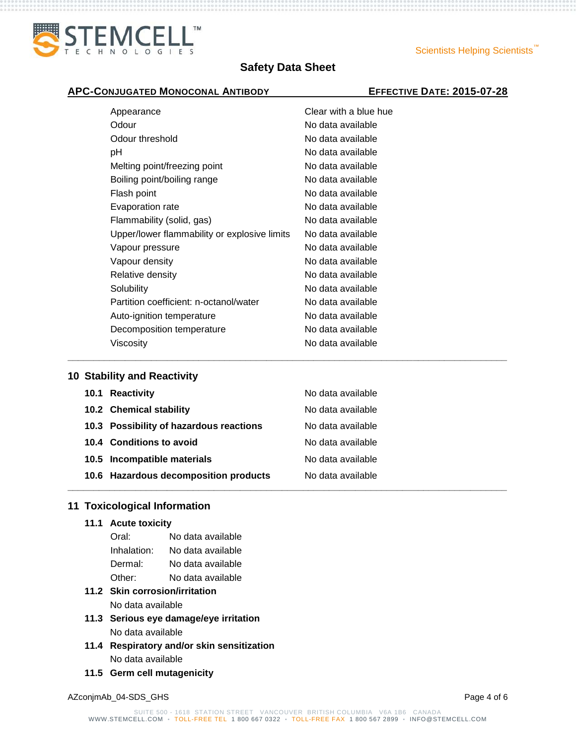| | |
|---|---|
| Appearance | Clear with a blue hue |
| Odour | No data available |
| Odour threshold | No data available |
| pH | No data available |
| Melting point/freezing point | No data available |
| Boiling point/boiling range | No data available |
| Flash point | No data available |
| Evaporation rate | No data available |
| Flammability (solid, gas) | No data available |
| Upper/lower flammability or explosive limits | No data available |
| Vapour pressure | No data available |
| Vapour density | No data available |
| Relative density | No data available |
| Solubility | No data available |
| Partition coefficient: n-octanol/water | No data available |
| Auto-ignition temperature | No data available |
| Decomposition temperature | No data available |
| Viscosity | No data available |

## 10 Stability and Reactivity

| | |
|---|---|
| **10.1 Reactivity** | No data available |
| **10.2 Chemical stability** | No data available |
| **10.3 Possibility of hazardous reactions** | No data available |
| **10.4 Conditions to avoid** | No data available |
| **10.5 Incompatible materials** | No data available |
| **10.6 Hazardous decomposition products** | No data available |

## 11 Toxicological Information

### 11.1 Acute toxicity

| | |
|---|---|
| Oral: | No data available |
| Inhalation: | No data available |
| Dermal: | No data available |
| Other: | No data available |

### 11.2 Skin corrosion/irritation

No data available

### 11.3 Serious eye damage/eye irritation

No data available

### 11.4 Respiratory and/or skin sensitization

No data available

### 11.5 Germ cell mutagenicity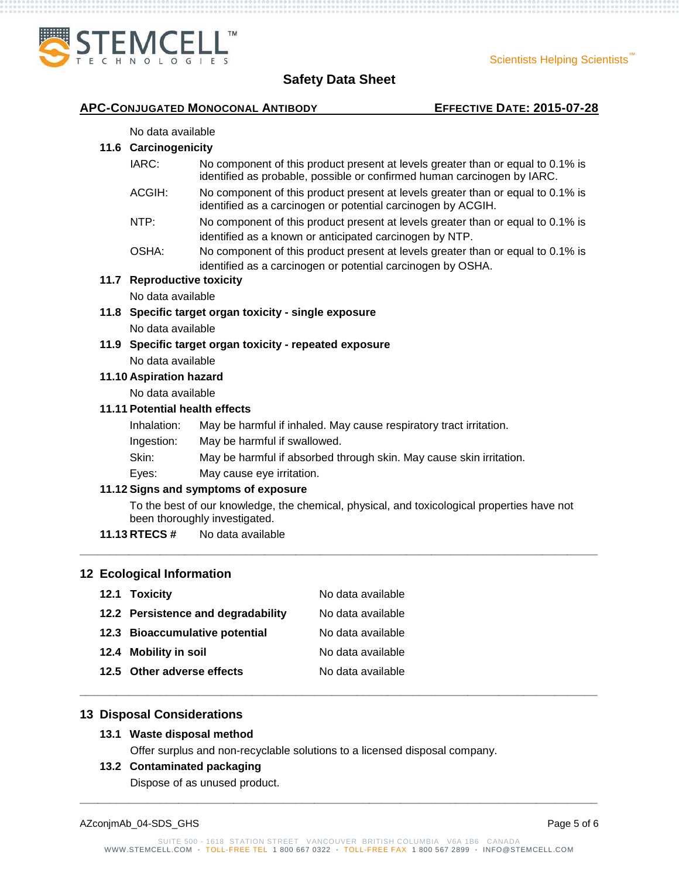No data available

### 11.6 Carcinogenicity

| | |
|---|---|
| IARC: | No component of this product present at levels greater than or equal to 0.1% is identified as probable, possible or confirmed human carcinogen by IARC. |
| ACGIH: | No component of this product present at levels greater than or equal to 0.1% is identified as a carcinogen or potential carcinogen by ACGIH. |
| NTP: | No component of this product present at levels greater than or equal to 0.1% is identified as a known or anticipated carcinogen by NTP. |
| OSHA: | No component of this product present at levels greater than or equal to 0.1% is identified as a carcinogen or potential carcinogen by OSHA. |

### 11.7 Reproductive toxicity

No data available

### 11.8 Specific target organ toxicity - single exposure

No data available

### 11.9 Specific target organ toxicity - repeated exposure

No data available

### 11.10 Aspiration hazard

No data available

### 11.11 Potential health effects

| | |
|---|---|
| Inhalation: | May be harmful if inhaled. May cause respiratory tract irritation. |
| Ingestion: | May be harmful if swallowed. |
| Skin: | May be harmful if absorbed through skin. May cause skin irritation. |
| Eyes: | May cause eye irritation. |

### 11.12 Signs and symptoms of exposure

To the best of our knowledge, the chemical, physical, and toxicological properties have not been thoroughly investigated.

**11.13 RTECS #** No data available

## 12 Ecological Information

| | |
|---|---|
| **12.1 Toxicity** | No data available |
| **12.2 Persistence and degradability** | No data available |
| **12.3 Bioaccumulative potential** | No data available |
| **12.4 Mobility in soil** | No data available |
| **12.5 Other adverse effects** | No data available |

## 13 Disposal Considerations

### 13.1 Waste disposal method

Offer surplus and non-recyclable solutions to a licensed disposal company.

### 13.2 Contaminated packaging

Dispose of as unused product.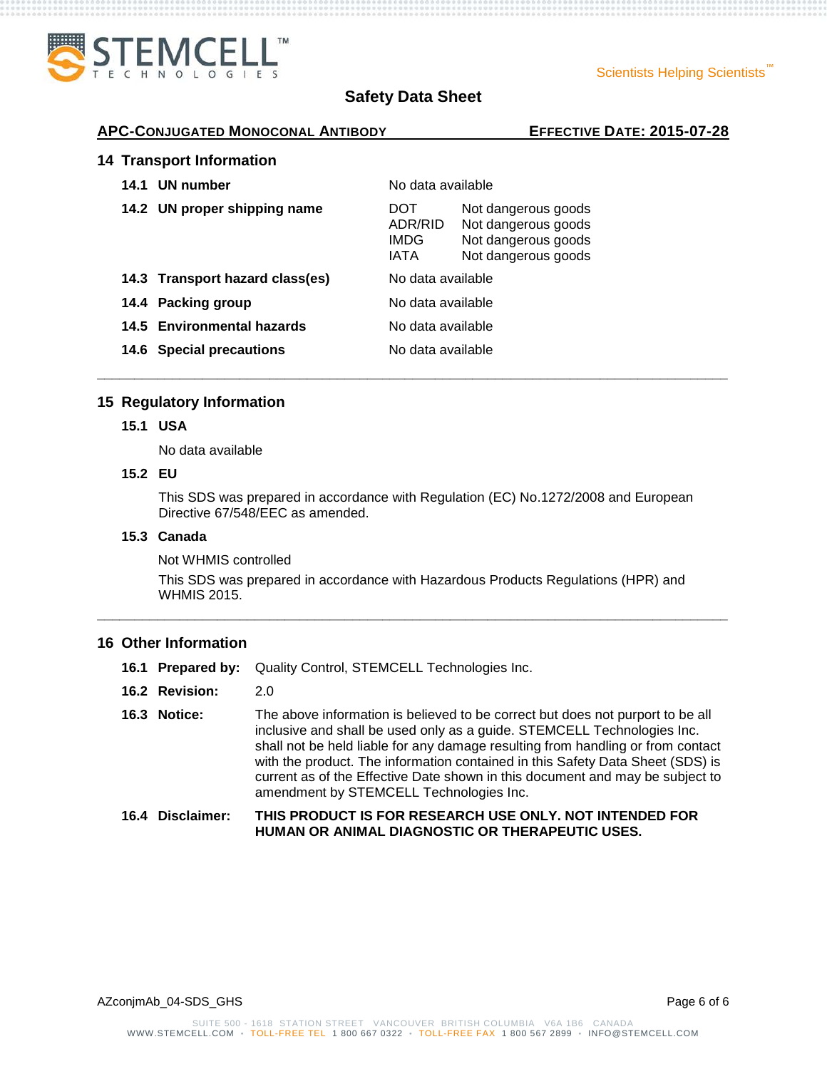## 14 Transport Information

| | | |
|---|---|---|
| **14.1 UN number** | No data available | |
| **14.2 UN proper shipping name** | DOT | Not dangerous goods |
| | ADR/RID | Not dangerous goods |
| | IMDG | Not dangerous goods |
| | IATA | Not dangerous goods |
| **14.3 Transport hazard class(es)** | No data available | |
| **14.4 Packing group** | No data available | |
| **14.5 Environmental hazards** | No data available | |
| **14.6 Special precautions** | No data available | |

---

## 15 Regulatory Information

### 15.1 USA

No data available

### 15.2 EU

This SDS was prepared in accordance with Regulation (EC) No.1272/2008 and European Directive 67/548/EEC as amended.

### 15.3 Canada

Not WHMIS controlled

This SDS was prepared in accordance with Hazardous Products Regulations (HPR) and WHMIS 2015.

---

## 16 Other Information

**16.1 Prepared by:** Quality Control, STEMCELL Technologies Inc.

**16.2 Revision:** 2.0

**16.3 Notice:** The above information is believed to be correct but does not purport to be all inclusive and shall be used only as a guide. STEMCELL Technologies Inc. shall not be held liable for any damage resulting from handling or from contact with the product. The information contained in this Safety Data Sheet (SDS) is current as of the Effective Date shown in this document and may be subject to amendment by STEMCELL Technologies Inc.

**16.4 Disclaimer:** **THIS PRODUCT IS FOR RESEARCH USE ONLY. NOT INTENDED FOR HUMAN OR ANIMAL DIAGNOSTIC OR THERAPEUTIC USES.**